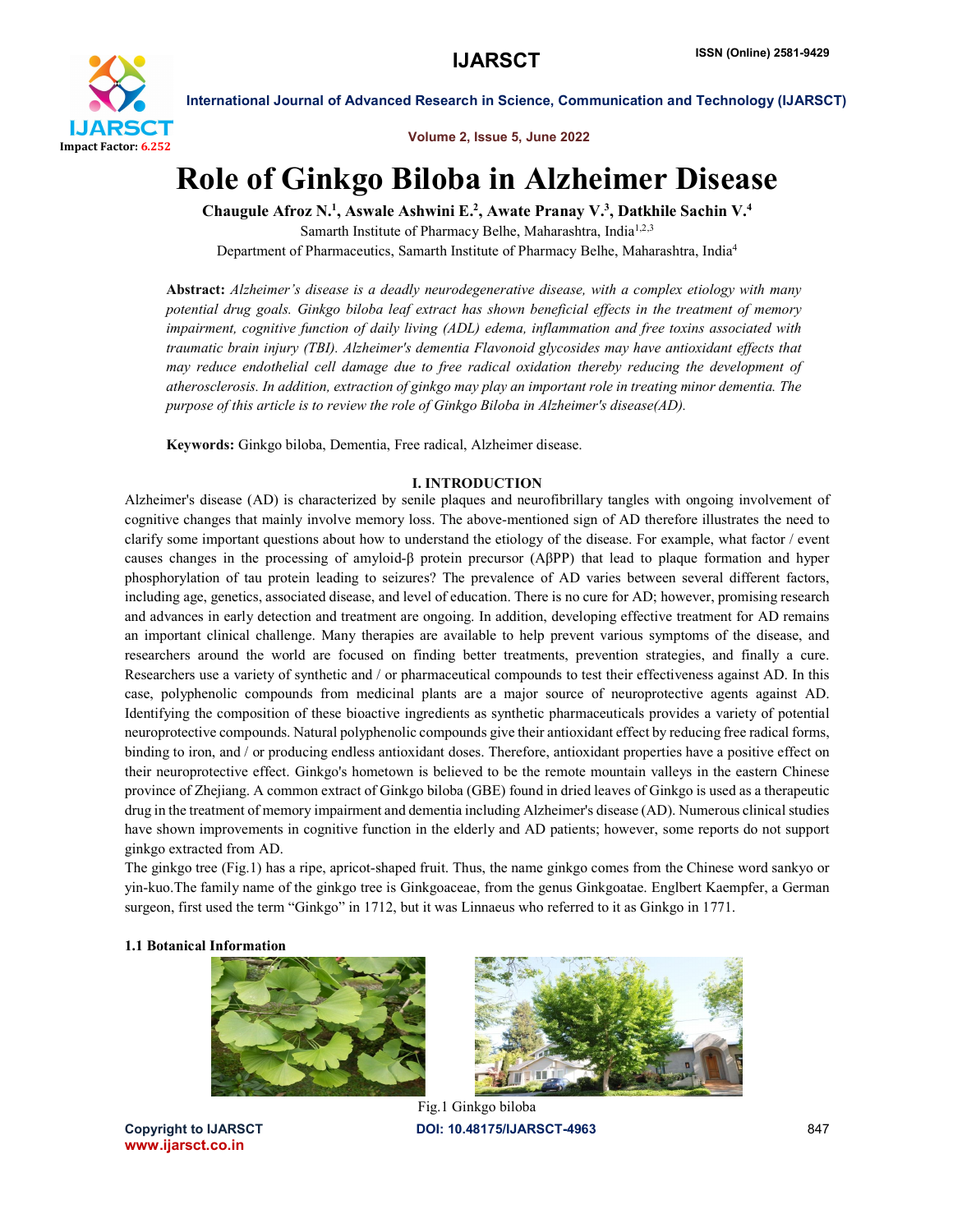# Role of Ginkgo Biloba in Alzheimer Disease

**Chaugule Afroz N.[1], Aswale Ashwini E.[2], Awate Pranay V.[3], Datkhile Sachin V.[4]**

Samarth Institute of Pharmacy Belhe, Maharashtra, India[1,2,3]

Department of Pharmaceutics, Samarth Institute of Pharmacy Belhe, Maharashtra, India[4]

**Abstract:** *Alzheimer's disease is a deadly neurodegenerative disease, with a complex etiology with many potential drug goals. Ginkgo biloba leaf extract has shown beneficial effects in the treatment of memory impairment, cognitive function of daily living (ADL) edema, inflammation and free toxins associated with traumatic brain injury (TBI). Alzheimer's dementia Flavonoid glycosides may have antioxidant effects that may reduce endothelial cell damage due to free radical oxidation thereby reducing the development of atherosclerosis. In addition, extraction of ginkgo may play an important role in treating minor dementia. The purpose of this article is to review the role of Ginkgo Biloba in Alzheimer's disease(AD).*

**Keywords:** Ginkgo biloba, Dementia, Free radical, Alzheimer disease.

## I. INTRODUCTION

Alzheimer's disease (AD) is characterized by senile plaques and neurofibrillary tangles with ongoing involvement of cognitive changes that mainly involve memory loss. The above-mentioned sign of AD therefore illustrates the need to clarify some important questions about how to understand the etiology of the disease. For example, what factor / event causes changes in the processing of amyloid-β protein precursor (AβPP) that lead to plaque formation and hyper phosphorylation of tau protein leading to seizures? The prevalence of AD varies between several different factors, including age, genetics, associated disease, and level of education. There is no cure for AD; however, promising research and advances in early detection and treatment are ongoing. In addition, developing effective treatment for AD remains an important clinical challenge. Many therapies are available to help prevent various symptoms of the disease, and researchers around the world are focused on finding better treatments, prevention strategies, and finally a cure. Researchers use a variety of synthetic and / or pharmaceutical compounds to test their effectiveness against AD. In this case, polyphenolic compounds from medicinal plants are a major source of neuroprotective agents against AD. Identifying the composition of these bioactive ingredients as synthetic pharmaceuticals provides a variety of potential neuroprotective compounds. Natural polyphenolic compounds give their antioxidant effect by reducing free radical forms, binding to iron, and / or producing endless antioxidant doses. Therefore, antioxidant properties have a positive effect on their neuroprotective effect. Ginkgo's hometown is believed to be the remote mountain valleys in the eastern Chinese province of Zhejiang. A common extract of Ginkgo biloba (GBE) found in dried leaves of Ginkgo is used as a therapeutic drug in the treatment of memory impairment and dementia including Alzheimer's disease (AD). Numerous clinical studies have shown improvements in cognitive function in the elderly and AD patients; however, some reports do not support ginkgo extracted from AD.

The ginkgo tree (Fig.1) has a ripe, apricot-shaped fruit. Thus, the name ginkgo comes from the Chinese word sankyo or yin-kuo.The family name of the ginkgo tree is Ginkgoaceae, from the genus Ginkgoatae. Englbert Kaempfer, a German surgeon, first used the term "Ginkgo" in 1712, but it was Linnaeus who referred to it as Ginkgo in 1771.

### 1.1 Botanical Information

Fig.1 Ginkgo biloba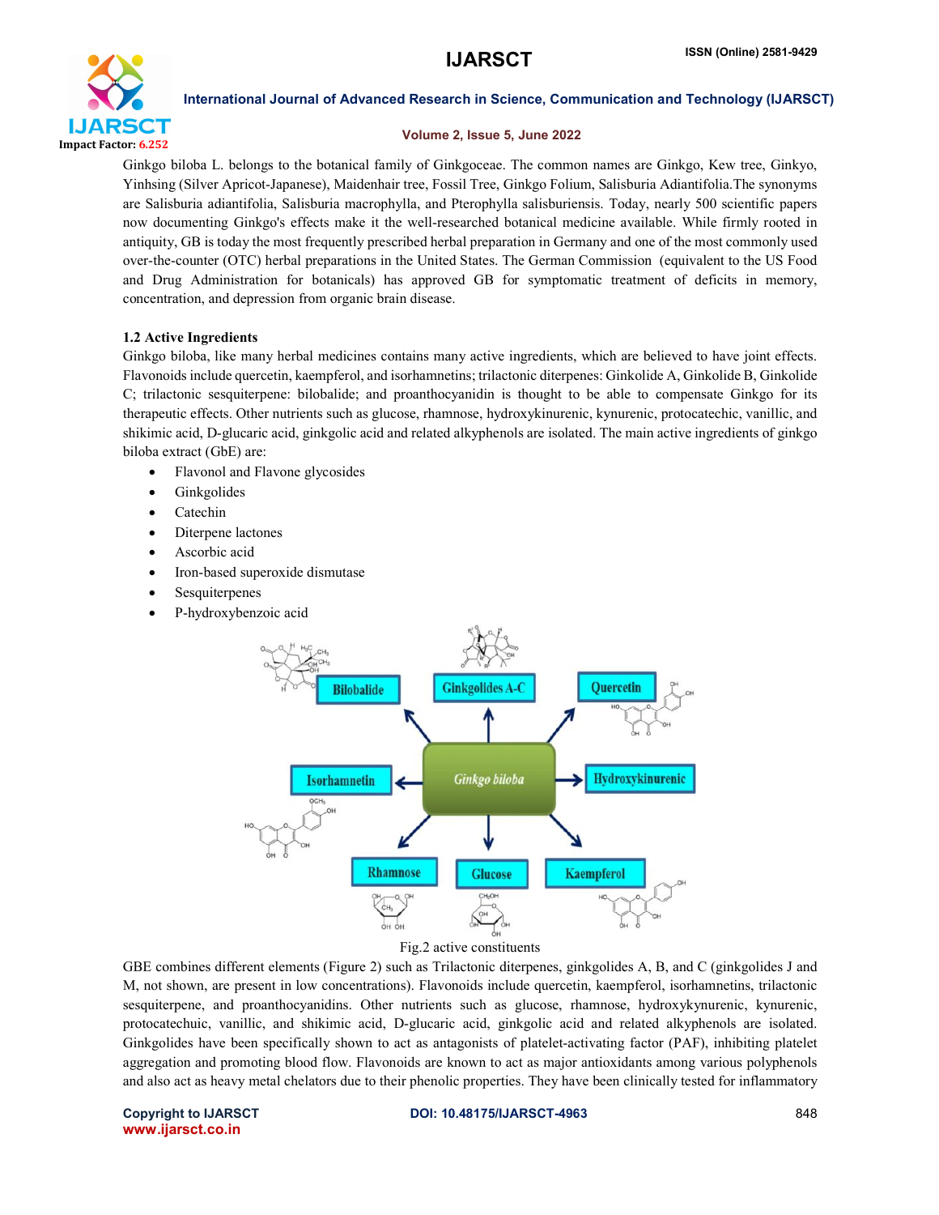Ginkgo biloba L. belongs to the botanical family of Ginkgoceae. The common names are Ginkgo, Kew tree, Ginkyo, Yinhsing (Silver Apricot-Japanese), Maidenhair tree, Fossil Tree, Ginkgo Folium, Salisburia Adiantifolia.The synonyms are Salisburia adiantifolia, Salisburia macrophylla, and Pterophylla salisburiensis. Today, nearly 500 scientific papers now documenting Ginkgo's effects make it the well-researched botanical medicine available. While firmly rooted in antiquity, GB is today the most frequently prescribed herbal preparation in Germany and one of the most commonly used over-the-counter (OTC) herbal preparations in the United States. The German Commission (equivalent to the US Food and Drug Administration for botanicals) has approved GB for symptomatic treatment of deficits in memory, concentration, and depression from organic brain disease.

### 1.2 Active Ingredients

Ginkgo biloba, like many herbal medicines contains many active ingredients, which are believed to have joint effects. Flavonoids include quercetin, kaempferol, and isorhamnetins; trilactonic diterpenes: Ginkolide A, Ginkolide B, Ginkolide C; trilactonic sesquiterpene: bilobalide; and proanthocyanidin is thought to be able to compensate Ginkgo for its therapeutic effects. Other nutrients such as glucose, rhamnose, hydroxykinurenic, kynurenic, protocatechic, vanillic, and shikimic acid, D-glucaric acid, ginkgolic acid and related alkyphenols are isolated. The main active ingredients of ginkgo biloba extract (GbE) are:

- Flavonol and Flavone glycosides
- Ginkgolides
- Catechin
- Diterpene lactones
- Ascorbic acid
- Iron-based superoxide dismutase
- Sesquiterpenes
- P-hydroxybenzoic acid

Fig.2 active constituents

GBE combines different elements (Figure 2) such as Trilactonic diterpenes, ginkgolides A, B, and C (ginkgolides J and M, not shown, are present in low concentrations). Flavonoids include quercetin, kaempferol, isorhamnetins, trilactonic sesquiterpene, and proanthocyanidins. Other nutrients such as glucose, rhamnose, hydroxykynurenic, kynurenic, protocatechuic, vanillic, and shikimic acid, D-glucaric acid, ginkgolic acid and related alkyphenols are isolated. Ginkgolides have been specifically shown to act as antagonists of platelet-activating factor (PAF), inhibiting platelet aggregation and promoting blood flow. Flavonoids are known to act as major antioxidants among various polyphenols and also act as heavy metal chelators due to their phenolic properties. They have been clinically tested for inflammatory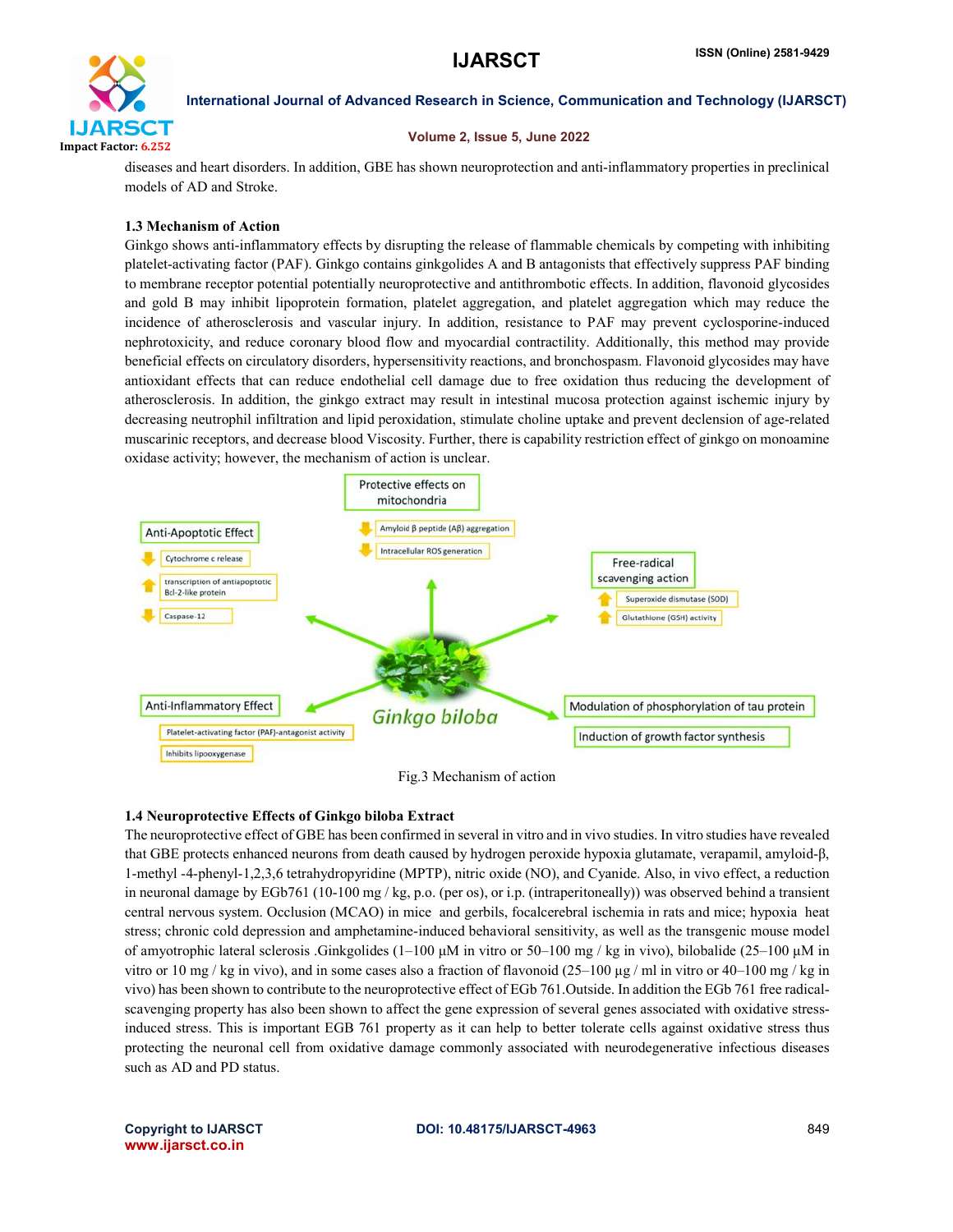diseases and heart disorders. In addition, GBE has shown neuroprotection and anti-inflammatory properties in preclinical models of AD and Stroke.

### 1.3 Mechanism of Action

Ginkgo shows anti-inflammatory effects by disrupting the release of flammable chemicals by competing with inhibiting platelet-activating factor (PAF). Ginkgo contains ginkgolides A and B antagonists that effectively suppress PAF binding to membrane receptor potential potentially neuroprotective and antithrombotic effects. In addition, flavonoid glycosides and gold B may inhibit lipoprotein formation, platelet aggregation, and platelet aggregation which may reduce the incidence of atherosclerosis and vascular injury. In addition, resistance to PAF may prevent cyclosporine-induced nephrotoxicity, and reduce coronary blood flow and myocardial contractility. Additionally, this method may provide beneficial effects on circulatory disorders, hypersensitivity reactions, and bronchospasm. Flavonoid glycosides may have antioxidant effects that can reduce endothelial cell damage due to free oxidation thus reducing the development of atherosclerosis. In addition, the ginkgo extract may result in intestinal mucosa protection against ischemic injury by decreasing neutrophil infiltration and lipid peroxidation, stimulate choline uptake and prevent declension of age-related muscarinic receptors, and decrease blood Viscosity. Further, there is capability restriction effect of ginkgo on monoamine oxidase activity; however, the mechanism of action is unclear.

Fig.3 Mechanism of action

### 1.4 Neuroprotective Effects of Ginkgo biloba Extract

The neuroprotective effect of GBE has been confirmed in several in vitro and in vivo studies. In vitro studies have revealed that GBE protects enhanced neurons from death caused by hydrogen peroxide hypoxia glutamate, verapamil, amyloid-β, 1-methyl -4-phenyl-1,2,3,6 tetrahydropyridine (MPTP), nitric oxide (NO), and Cyanide. Also, in vivo effect, a reduction in neuronal damage by EGb761 (10-100 mg / kg, p.o. (per os), or i.p. (intraperitoneally)) was observed behind a transient central nervous system. Occlusion (MCAO) in mice and gerbils, focalcerebral ischemia in rats and mice; hypoxia heat stress; chronic cold depression and amphetamine-induced behavioral sensitivity, as well as the transgenic mouse model of amyotrophic lateral sclerosis .Ginkgolides (1–100 µM in vitro or 50–100 mg / kg in vivo), bilobalide (25–100 µM in vitro or 10 mg / kg in vivo), and in some cases also a fraction of flavonoid (25–100 µg / ml in vitro or 40–100 mg / kg in vivo) has been shown to contribute to the neuroprotective effect of EGb 761.Outside. In addition the EGb 761 free radical-scavenging property has also been shown to affect the gene expression of several genes associated with oxidative stress-induced stress. This is important EGB 761 property as it can help to better tolerate cells against oxidative stress thus protecting the neuronal cell from oxidative damage commonly associated with neurodegenerative infectious diseases such as AD and PD status.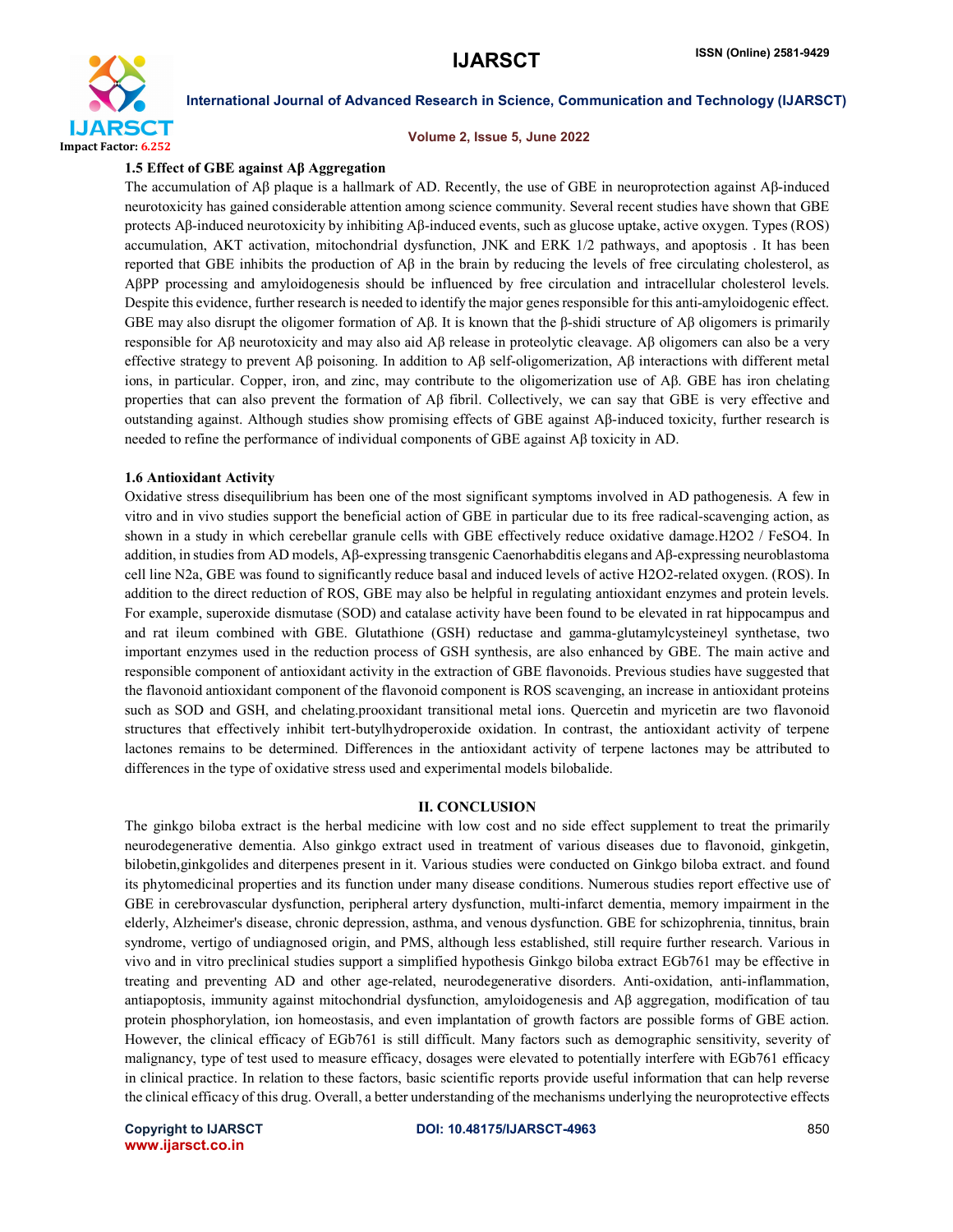### 1.5 Effect of GBE against Aβ Aggregation

The accumulation of Aβ plaque is a hallmark of AD. Recently, the use of GBE in neuroprotection against Aβ-induced neurotoxicity has gained considerable attention among science community. Several recent studies have shown that GBE protects Aβ-induced neurotoxicity by inhibiting Aβ-induced events, such as glucose uptake, active oxygen. Types (ROS) accumulation, AKT activation, mitochondrial dysfunction, JNK and ERK 1/2 pathways, and apoptosis . It has been reported that GBE inhibits the production of Aβ in the brain by reducing the levels of free circulating cholesterol, as AβPP processing and amyloidogenesis should be influenced by free circulation and intracellular cholesterol levels. Despite this evidence, further research is needed to identify the major genes responsible for this anti-amyloidogenic effect. GBE may also disrupt the oligomer formation of Aβ. It is known that the β-shidi structure of Aβ oligomers is primarily responsible for Aβ neurotoxicity and may also aid Aβ release in proteolytic cleavage. Aβ oligomers can also be a very effective strategy to prevent Aβ poisoning. In addition to Aβ self-oligomerization, Aβ interactions with different metal ions, in particular. Copper, iron, and zinc, may contribute to the oligomerization use of Aβ. GBE has iron chelating properties that can also prevent the formation of Aβ fibril. Collectively, we can say that GBE is very effective and outstanding against. Although studies show promising effects of GBE against Aβ-induced toxicity, further research is needed to refine the performance of individual components of GBE against Aβ toxicity in AD.

### 1.6 Antioxidant Activity

Oxidative stress disequilibrium has been one of the most significant symptoms involved in AD pathogenesis. A few in vitro and in vivo studies support the beneficial action of GBE in particular due to its free radical-scavenging action, as shown in a study in which cerebellar granule cells with GBE effectively reduce oxidative damage.$H_2O_2$ / $FeSO_4$. In addition, in studies from AD models, Aβ-expressing transgenic Caenorhabditis elegans and Aβ-expressing neuroblastoma cell line N2a, GBE was found to significantly reduce basal and induced levels of active $H_2O_2$-related oxygen. (ROS). In addition to the direct reduction of ROS, GBE may also be helpful in regulating antioxidant enzymes and protein levels. For example, superoxide dismutase (SOD) and catalase activity have been found to be elevated in rat hippocampus and and rat ileum combined with GBE. Glutathione (GSH) reductase and gamma-glutamylcysteineyl synthetase, two important enzymes used in the reduction process of GSH synthesis, are also enhanced by GBE. The main active and responsible component of antioxidant activity in the extraction of GBE flavonoids. Previous studies have suggested that the flavonoid antioxidant component of the flavonoid component is ROS scavenging, an increase in antioxidant proteins such as SOD and GSH, and chelating.prooxidant transitional metal ions. Quercetin and myricetin are two flavonoid structures that effectively inhibit tert-butylhydroperoxide oxidation. In contrast, the antioxidant activity of terpene lactones remains to be determined. Differences in the antioxidant activity of terpene lactones may be attributed to differences in the type of oxidative stress used and experimental models bilobalide.

## II. CONCLUSION

The ginkgo biloba extract is the herbal medicine with low cost and no side effect supplement to treat the primarily neurodegenerative dementia. Also ginkgo extract used in treatment of various diseases due to flavonoid, ginkgetin, bilobetin,ginkgolides and diterpenes present in it. Various studies were conducted on Ginkgo biloba extract. and found its phytomedicinal properties and its function under many disease conditions. Numerous studies report effective use of GBE in cerebrovascular dysfunction, peripheral artery dysfunction, multi-infarct dementia, memory impairment in the elderly, Alzheimer's disease, chronic depression, asthma, and venous dysfunction. GBE for schizophrenia, tinnitus, brain syndrome, vertigo of undiagnosed origin, and PMS, although less established, still require further research. Various in vivo and in vitro preclinical studies support a simplified hypothesis Ginkgo biloba extract EGb761 may be effective in treating and preventing AD and other age-related, neurodegenerative disorders. Anti-oxidation, anti-inflammation, antiapoptosis, immunity against mitochondrial dysfunction, amyloidogenesis and Aβ aggregation, modification of tau protein phosphorylation, ion homeostasis, and even implantation of growth factors are possible forms of GBE action. However, the clinical efficacy of EGb761 is still difficult. Many factors such as demographic sensitivity, severity of malignancy, type of test used to measure efficacy, dosages were elevated to potentially interfere with EGb761 efficacy in clinical practice. In relation to these factors, basic scientific reports provide useful information that can help reverse the clinical efficacy of this drug. Overall, a better understanding of the mechanisms underlying the neuroprotective effects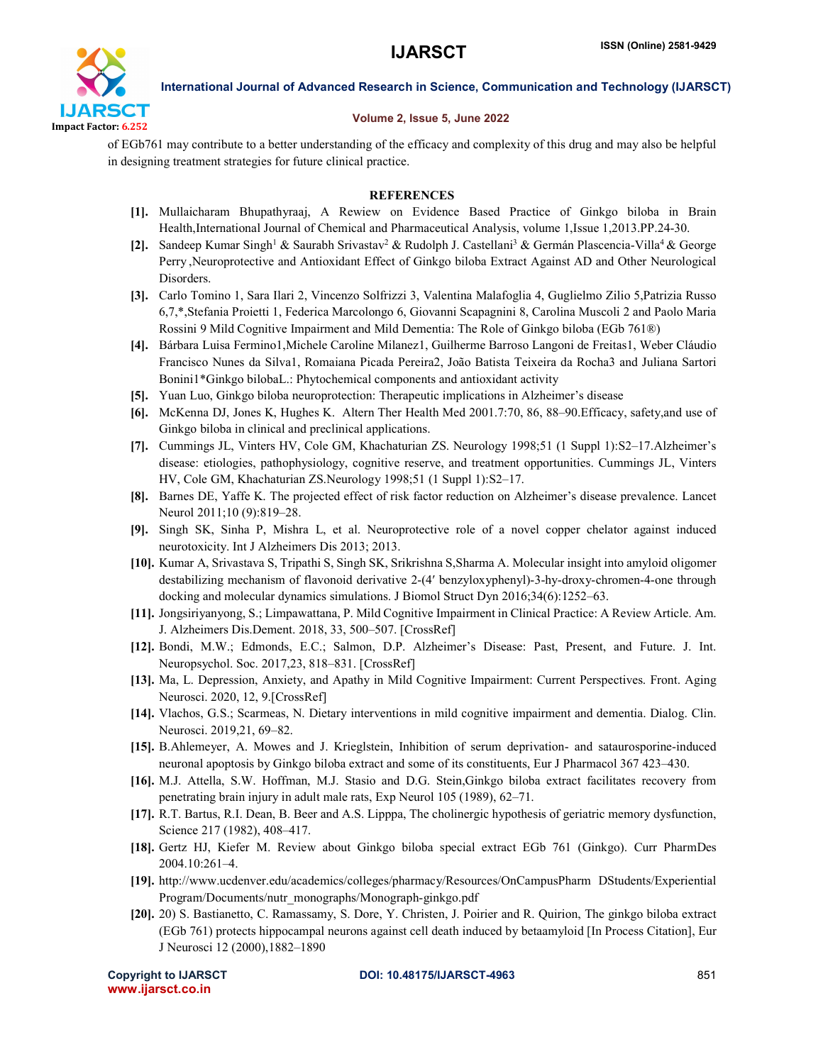of EGb761 may contribute to a better understanding of the efficacy and complexity of this drug and may also be helpful in designing treatment strategies for future clinical practice.

## REFERENCES

[1]. Mullaicharam Bhupathyraaj, A Rewiew on Evidence Based Practice of Ginkgo biloba in Brain Health,International Journal of Chemical and Pharmaceutical Analysis, volume 1,Issue 1,2013.PP.24-30.

[2]. Sandeep Kumar Singh[1] & Saurabh Srivastav[2] & Rudolph J. Castellani[3] & Germán Plascencia-Villa[4] & George Perry ,Neuroprotective and Antioxidant Effect of Ginkgo biloba Extract Against AD and Other Neurological Disorders.

[3]. Carlo Tomino 1, Sara Ilari 2, Vincenzo Solfrizzi 3, Valentina Malafoglia 4, Guglielmo Zilio 5,Patrizia Russo 6,7,*,Stefania Proietti 1, Federica Marcolongo 6, Giovanni Scapagnini 8, Carolina Muscoli 2 and Paolo Maria Rossini 9 Mild Cognitive Impairment and Mild Dementia: The Role of Ginkgo biloba (EGb 761®)

[4]. Bárbara Luisa Fermino1,Michele Caroline Milanez1, Guilherme Barroso Langoni de Freitas1, Weber Cláudio Francisco Nunes da Silva1, Romaiana Picada Pereira2, João Batista Teixeira da Rocha3 and Juliana Sartori Bonini1*Ginkgo bilobaL.: Phytochemical components and antioxidant activity

[5]. Yuan Luo, Ginkgo biloba neuroprotection: Therapeutic implications in Alzheimer's disease

[6]. McKenna DJ, Jones K, Hughes K. Altern Ther Health Med 2001.7:70, 86, 88–90.Efficacy, safety,and use of Ginkgo biloba in clinical and preclinical applications.

[7]. Cummings JL, Vinters HV, Cole GM, Khachaturian ZS. Neurology 1998;51 (1 Suppl 1):S2–17.Alzheimer's disease: etiologies, pathophysiology, cognitive reserve, and treatment opportunities. Cummings JL, Vinters HV, Cole GM, Khachaturian ZS.Neurology 1998;51 (1 Suppl 1):S2–17.

[8]. Barnes DE, Yaffe K. The projected effect of risk factor reduction on Alzheimer's disease prevalence. Lancet Neurol 2011;10 (9):819–28.

[9]. Singh SK, Sinha P, Mishra L, et al. Neuroprotective role of a novel copper chelator against induced neurotoxicity. Int J Alzheimers Dis 2013; 2013.

[10]. Kumar A, Srivastava S, Tripathi S, Singh SK, Srikrishna S,Sharma A. Molecular insight into amyloid oligomer destabilizing mechanism of flavonoid derivative 2-(4′ benzyloxyphenyl)-3-hy-droxy-chromen-4-one through docking and molecular dynamics simulations. J Biomol Struct Dyn 2016;34(6):1252–63.

[11]. Jongsiriyanyong, S.; Limpawattana, P. Mild Cognitive Impairment in Clinical Practice: A Review Article. Am. J. Alzheimers Dis.Dement. 2018, 33, 500–507. [CrossRef]

[12]. Bondi, M.W.; Edmonds, E.C.; Salmon, D.P. Alzheimer's Disease: Past, Present, and Future. J. Int. Neuropsychol. Soc. 2017,23, 818–831. [CrossRef]

[13]. Ma, L. Depression, Anxiety, and Apathy in Mild Cognitive Impairment: Current Perspectives. Front. Aging Neurosci. 2020, 12, 9.[CrossRef]

[14]. Vlachos, G.S.; Scarmeas, N. Dietary interventions in mild cognitive impairment and dementia. Dialog. Clin. Neurosci. 2019,21, 69–82.

[15]. B.Ahlemeyer, A. Mowes and J. Krieglstein, Inhibition of serum deprivation- and sataurosporine-induced neuronal apoptosis by Ginkgo biloba extract and some of its constituents, Eur J Pharmacol 367 423–430.

[16]. M.J. Attella, S.W. Hoffman, M.J. Stasio and D.G. Stein,Ginkgo biloba extract facilitates recovery from penetrating brain injury in adult male rats, Exp Neurol 105 (1989), 62–71.

[17]. R.T. Bartus, R.I. Dean, B. Beer and A.S. Lipppa, The cholinergic hypothesis of geriatric memory dysfunction, Science 217 (1982), 408–417.

[18]. Gertz HJ, Kiefer M. Review about Ginkgo biloba special extract EGb 761 (Ginkgo). Curr PharmDes 2004.10:261–4.

[19]. http://www.ucdenver.edu/academics/colleges/pharmacy/Resources/OnCampusPharm DStudents/Experiential Program/Documents/nutr_monographs/Monograph-ginkgo.pdf

[20]. 20) S. Bastianetto, C. Ramassamy, S. Dore, Y. Christen, J. Poirier and R. Quirion, The ginkgo biloba extract (EGb 761) protects hippocampal neurons against cell death induced by betaamyloid [In Process Citation], Eur J Neurosci 12 (2000),1882–1890